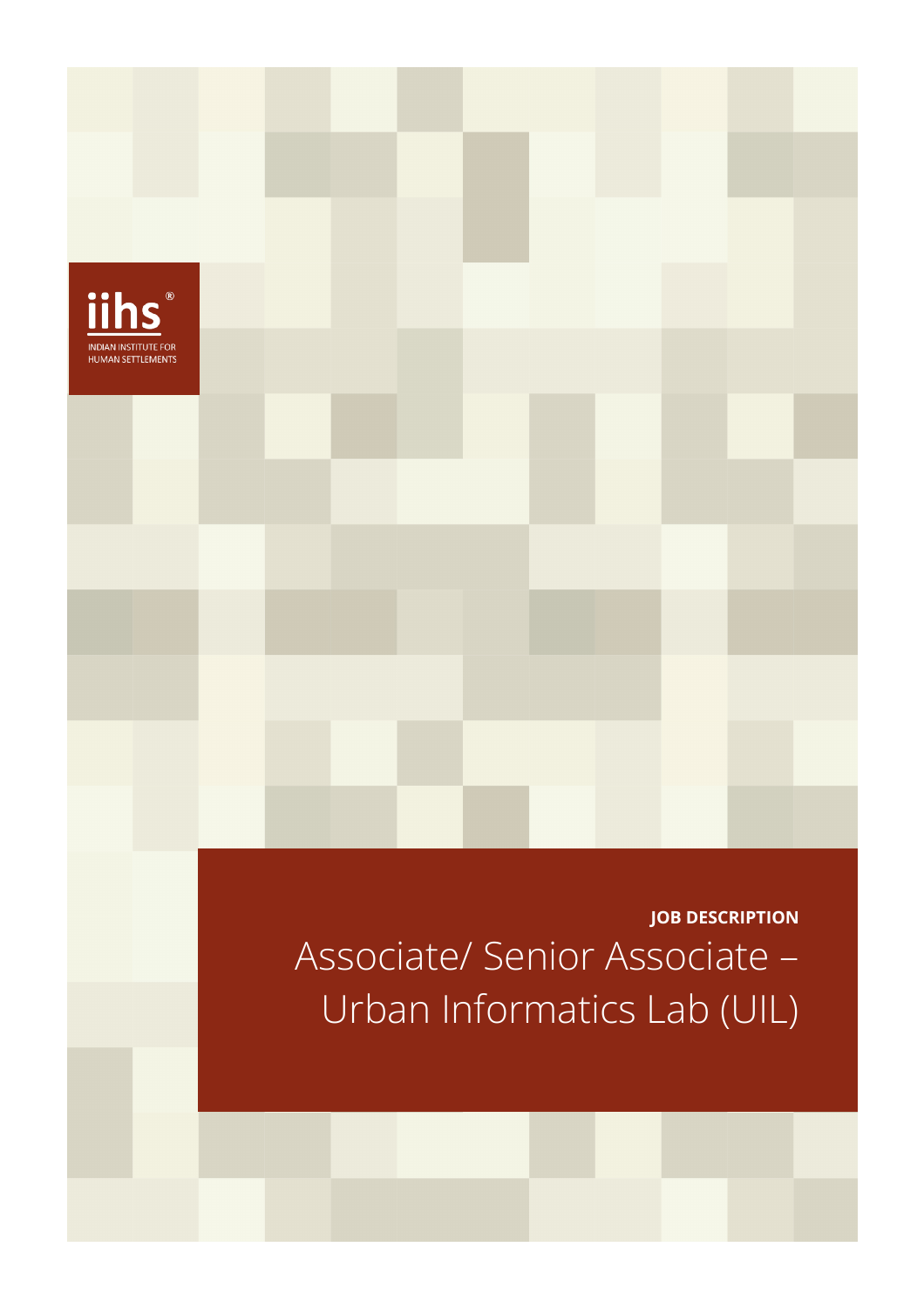iihs®

INDIAN INSTITUTE FOR HUMAN SETTLEMENTS

**JOB DESCRIPTION**

# Associate/ Senior Associate – Urban Informatics Lab (UIL)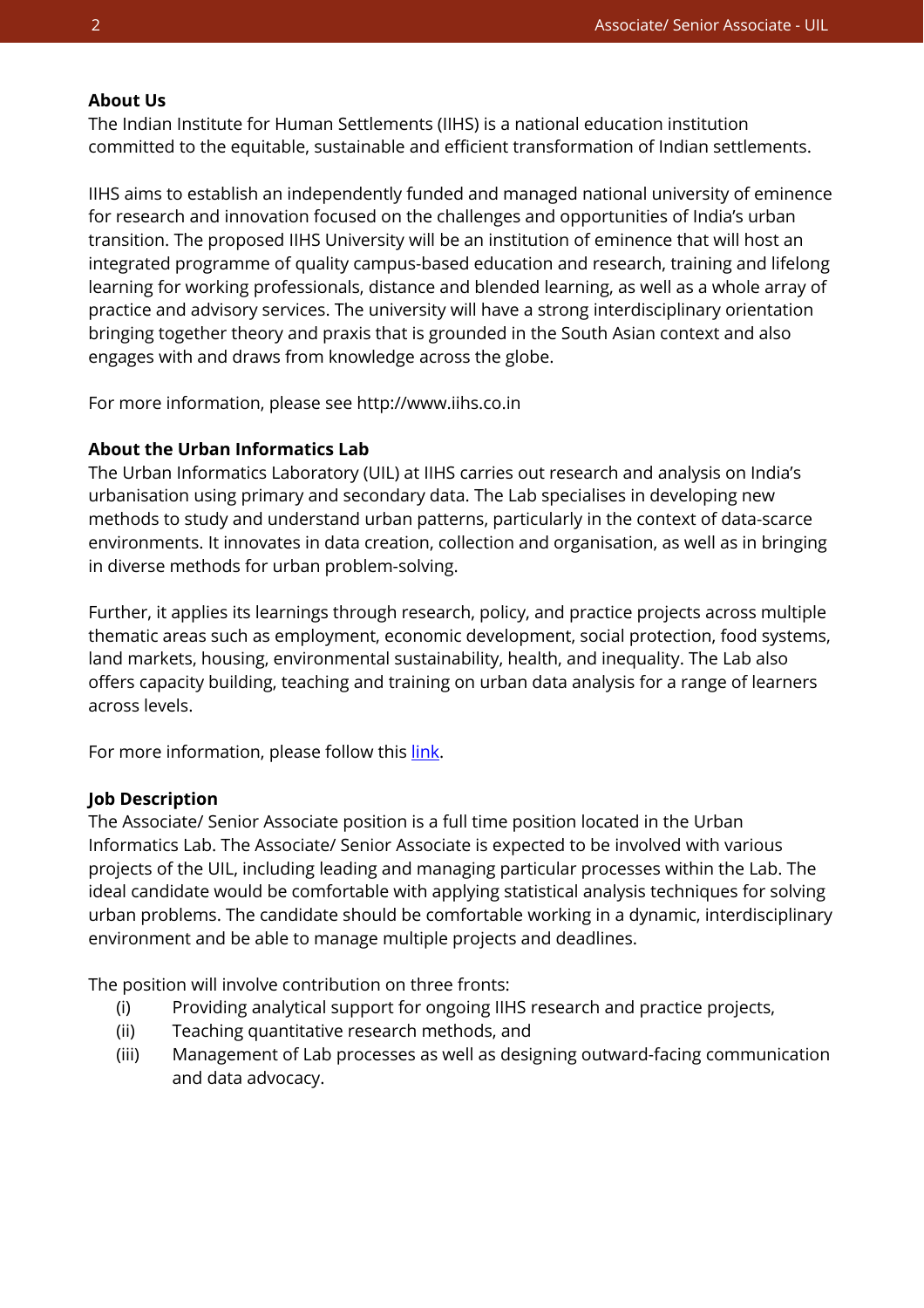**About Us**

The Indian Institute for Human Settlements (IIHS) is a national education institution committed to the equitable, sustainable and efficient transformation of Indian settlements.

IIHS aims to establish an independently funded and managed national university of eminence for research and innovation focused on the challenges and opportunities of India's urban transition. The proposed IIHS University will be an institution of eminence that will host an integrated programme of quality campus-based education and research, training and lifelong learning for working professionals, distance and blended learning, as well as a whole array of practice and advisory services. The university will have a strong interdisciplinary orientation bringing together theory and praxis that is grounded in the South Asian context and also engages with and draws from knowledge across the globe.

For more information, please see http://www.iihs.co.in

**About the Urban Informatics Lab**

The Urban Informatics Laboratory (UIL) at IIHS carries out research and analysis on India's urbanisation using primary and secondary data. The Lab specialises in developing new methods to study and understand urban patterns, particularly in the context of data-scarce environments. It innovates in data creation, collection and organisation, as well as in bringing in diverse methods for urban problem-solving.

Further, it applies its learnings through research, policy, and practice projects across multiple thematic areas such as employment, economic development, social protection, food systems, land markets, housing, environmental sustainability, health, and inequality. The Lab also offers capacity building, teaching and training on urban data analysis for a range of learners across levels.

For more information, please follow this link.

**Job Description**

The Associate/ Senior Associate position is a full time position located in the Urban Informatics Lab. The Associate/ Senior Associate is expected to be involved with various projects of the UIL, including leading and managing particular processes within the Lab. The ideal candidate would be comfortable with applying statistical analysis techniques for solving urban problems. The candidate should be comfortable working in a dynamic, interdisciplinary environment and be able to manage multiple projects and deadlines.

The position will involve contribution on three fronts:

(i) Providing analytical support for ongoing IIHS research and practice projects,
(ii) Teaching quantitative research methods, and
(iii) Management of Lab processes as well as designing outward-facing communication and data advocacy.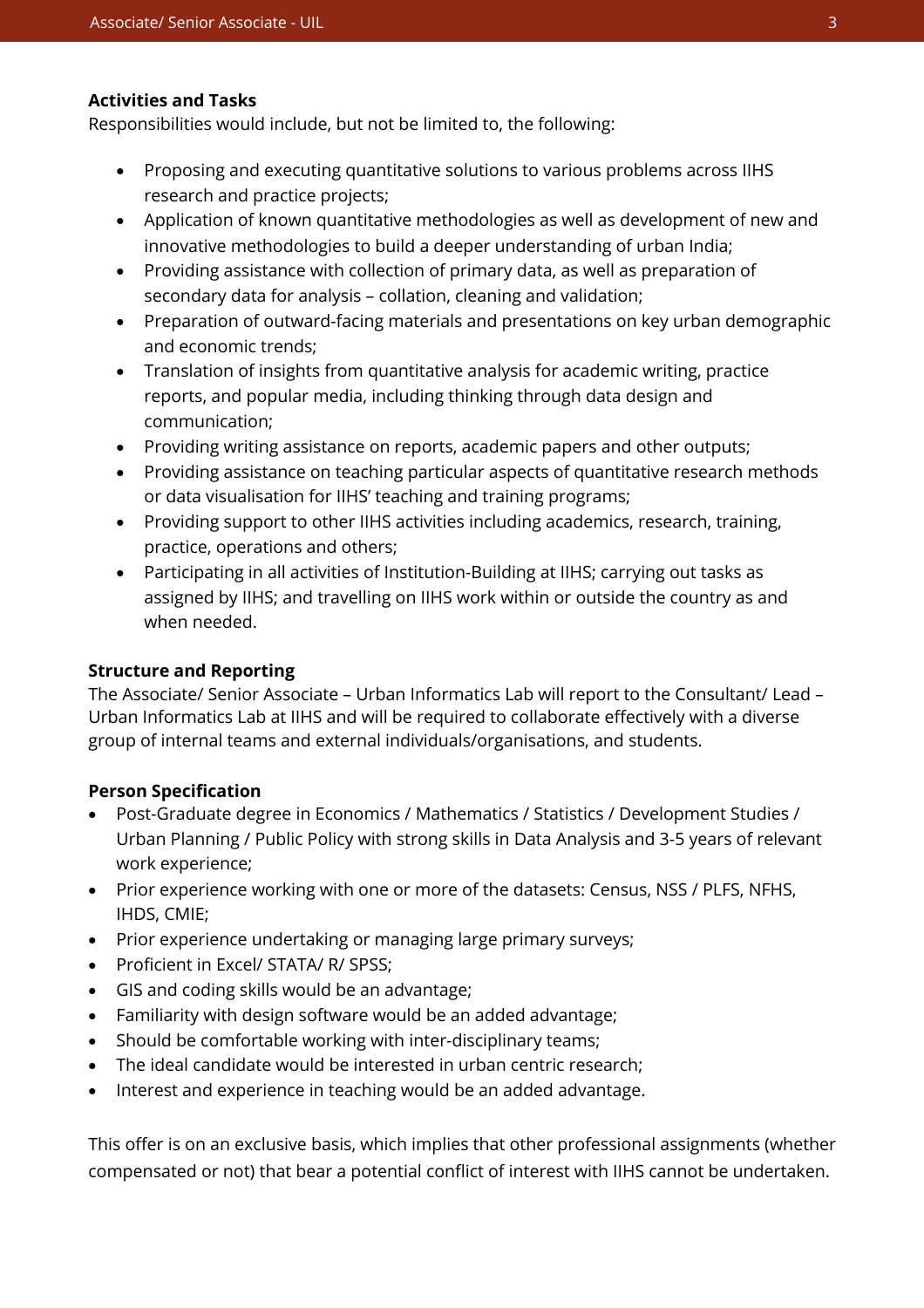**Activities and Tasks**

Responsibilities would include, but not be limited to, the following:

- Proposing and executing quantitative solutions to various problems across IIHS research and practice projects;
- Application of known quantitative methodologies as well as development of new and innovative methodologies to build a deeper understanding of urban India;
- Providing assistance with collection of primary data, as well as preparation of secondary data for analysis – collation, cleaning and validation;
- Preparation of outward-facing materials and presentations on key urban demographic and economic trends;
- Translation of insights from quantitative analysis for academic writing, practice reports, and popular media, including thinking through data design and communication;
- Providing writing assistance on reports, academic papers and other outputs;
- Providing assistance on teaching particular aspects of quantitative research methods or data visualisation for IIHS' teaching and training programs;
- Providing support to other IIHS activities including academics, research, training, practice, operations and others;
- Participating in all activities of Institution-Building at IIHS; carrying out tasks as assigned by IIHS; and travelling on IIHS work within or outside the country as and when needed.

**Structure and Reporting**

The Associate/ Senior Associate – Urban Informatics Lab will report to the Consultant/ Lead – Urban Informatics Lab at IIHS and will be required to collaborate effectively with a diverse group of internal teams and external individuals/organisations, and students.

**Person Specification**

- Post-Graduate degree in Economics / Mathematics / Statistics / Development Studies / Urban Planning / Public Policy with strong skills in Data Analysis and 3-5 years of relevant work experience;
- Prior experience working with one or more of the datasets: Census, NSS / PLFS, NFHS, IHDS, CMIE;
- Prior experience undertaking or managing large primary surveys;
- Proficient in Excel/ STATA/ R/ SPSS;
- GIS and coding skills would be an advantage;
- Familiarity with design software would be an added advantage;
- Should be comfortable working with inter-disciplinary teams;
- The ideal candidate would be interested in urban centric research;
- Interest and experience in teaching would be an added advantage.

This offer is on an exclusive basis, which implies that other professional assignments (whether compensated or not) that bear a potential conflict of interest with IIHS cannot be undertaken.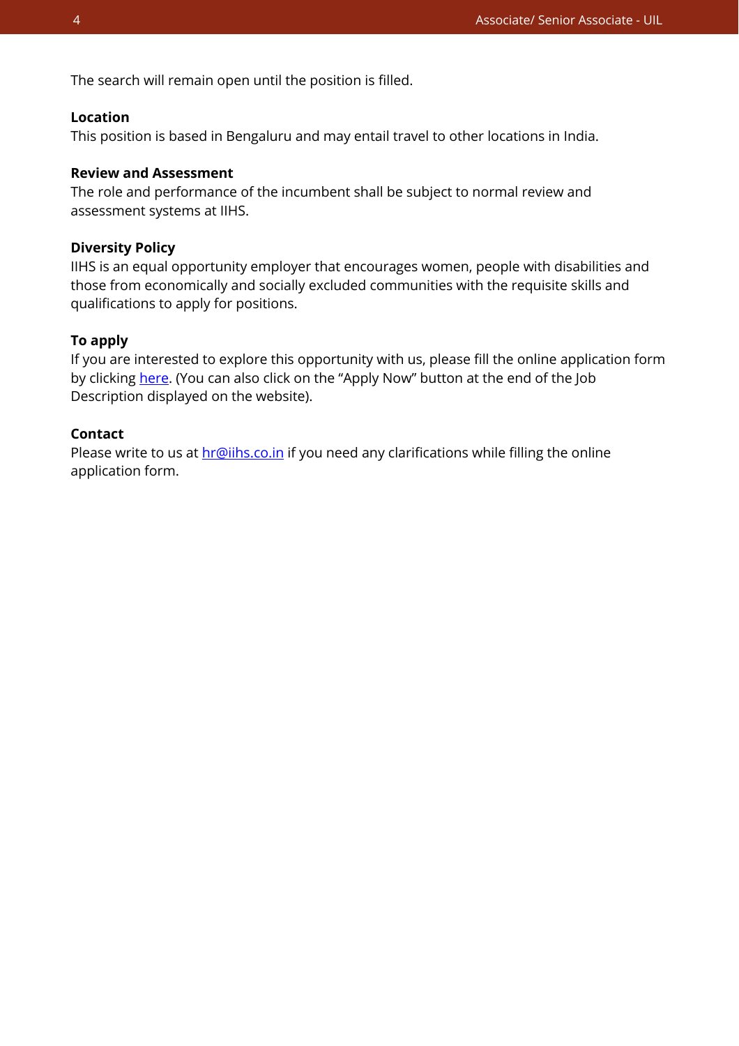The search will remain open until the position is filled.

**Location**
This position is based in Bengaluru and may entail travel to other locations in India.

**Review and Assessment**
The role and performance of the incumbent shall be subject to normal review and assessment systems at IIHS.

**Diversity Policy**
IIHS is an equal opportunity employer that encourages women, people with disabilities and those from economically and socially excluded communities with the requisite skills and qualifications to apply for positions.

**To apply**
If you are interested to explore this opportunity with us, please fill the online application form by clicking here. (You can also click on the "Apply Now" button at the end of the Job Description displayed on the website).

**Contact**
Please write to us at hr@iihs.co.in if you need any clarifications while filling the online application form.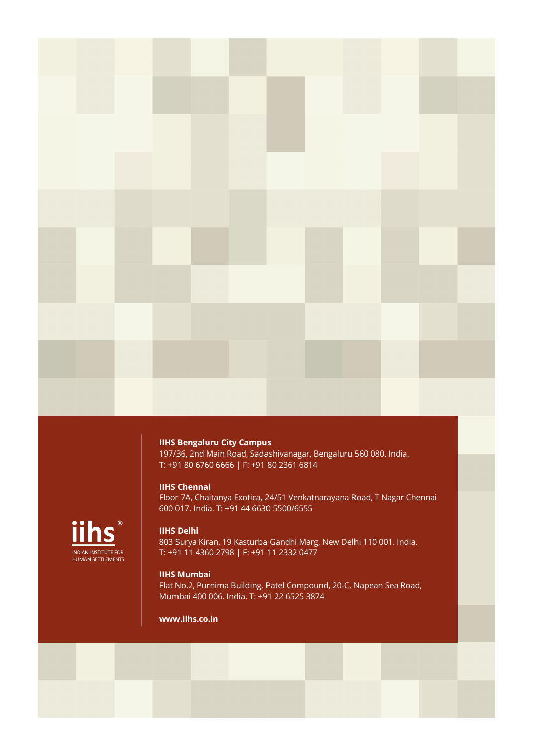iihs®
INDIAN INSTITUTE FOR HUMAN SETTLEMENTS

**IIHS Bengaluru City Campus**
197/36, 2nd Main Road, Sadashivanagar, Bengaluru 560 080. India.
T: +91 80 6760 6666 | F: +91 80 2361 6814

**IIHS Chennai**
Floor 7A, Chaitanya Exotica, 24/51 Venkatnarayana Road, T Nagar Chennai 600 017. India. T: +91 44 6630 5500/6555

**IIHS Delhi**
803 Surya Kiran, 19 Kasturba Gandhi Marg, New Delhi 110 001. India.
T: +91 11 4360 2798 | F: +91 11 2332 0477

**IIHS Mumbai**
Flat No.2, Purnima Building, Patel Compound, 20-C, Napean Sea Road, Mumbai 400 006. India. T: +91 22 6525 3874

**www.iihs.co.in**